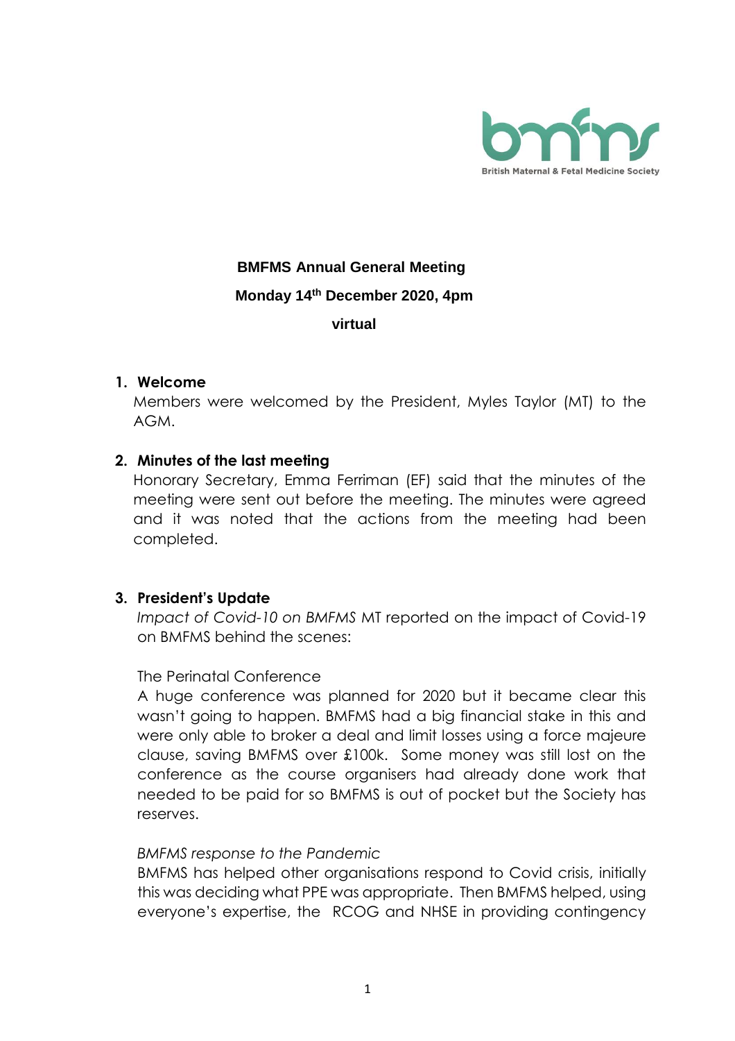British Maternal & Fetal Medicine Society

**BMFMS Annual General Meeting**

**Monday 14th December 2020, 4pm**

**virtual**

1. **Welcome**

   Members were welcomed by the President, Myles Taylor (MT) to the AGM.

2. **Minutes of the last meeting**

   Honorary Secretary, Emma Ferriman (EF) said that the minutes of the meeting were sent out before the meeting. The minutes were agreed and it was noted that the actions from the meeting had been completed.

3. **President's Update**

   *Impact of Covid-10 on BMFMS* MT reported on the impact of Covid-19 on BMFMS behind the scenes:

   The Perinatal Conference

   A huge conference was planned for 2020 but it became clear this wasn't going to happen. BMFMS had a big financial stake in this and were only able to broker a deal and limit losses using a force majeure clause, saving BMFMS over £100k. Some money was still lost on the conference as the course organisers had already done work that needed to be paid for so BMFMS is out of pocket but the Society has reserves.

   *BMFMS response to the Pandemic*

   BMFMS has helped other organisations respond to Covid crisis, initially this was deciding what PPE was appropriate. Then BMFMS helped, using everyone's expertise, the RCOG and NHSE in providing contingency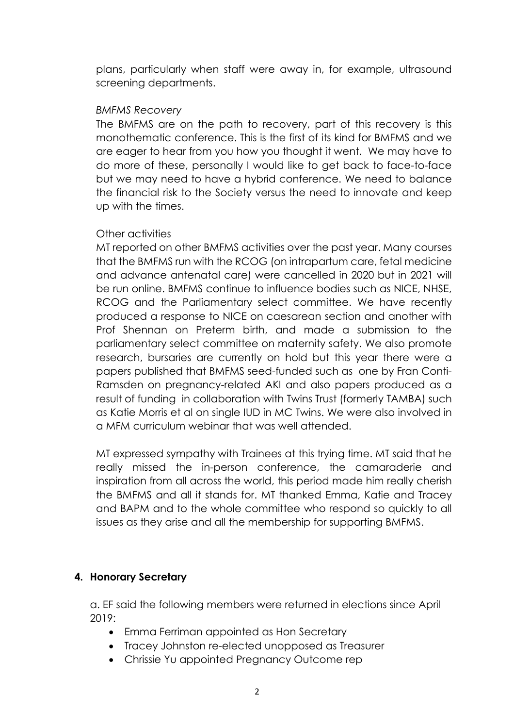plans, particularly when staff were away in, for example, ultrasound screening departments.

*BMFMS Recovery*

The BMFMS are on the path to recovery, part of this recovery is this monothematic conference. This is the first of its kind for BMFMS and we are eager to hear from you how you thought it went. We may have to do more of these, personally I would like to get back to face-to-face but we may need to have a hybrid conference. We need to balance the financial risk to the Society versus the need to innovate and keep up with the times.

Other activities

MT reported on other BMFMS activities over the past year. Many courses that the BMFMS run with the RCOG (on intrapartum care, fetal medicine and advance antenatal care) were cancelled in 2020 but in 2021 will be run online. BMFMS continue to influence bodies such as NICE, NHSE, RCOG and the Parliamentary select committee. We have recently produced a response to NICE on caesarean section and another with Prof Shennan on Preterm birth, and made a submission to the parliamentary select committee on maternity safety. We also promote research, bursaries are currently on hold but this year there were a papers published that BMFMS seed-funded such as one by Fran Conti-Ramsden on pregnancy-related AKI and also papers produced as a result of funding in collaboration with Twins Trust (formerly TAMBA) such as Katie Morris et al on single IUD in MC Twins. We were also involved in a MFM curriculum webinar that was well attended.

MT expressed sympathy with Trainees at this trying time. MT said that he really missed the in-person conference, the camaraderie and inspiration from all across the world, this period made him really cherish the BMFMS and all it stands for. MT thanked Emma, Katie and Tracey and BAPM and to the whole committee who respond so quickly to all issues as they arise and all the membership for supporting BMFMS.

## 4. Honorary Secretary

a. EF said the following members were returned in elections since April 2019:

- Emma Ferriman appointed as Hon Secretary
- Tracey Johnston re-elected unopposed as Treasurer
- Chrissie Yu appointed Pregnancy Outcome rep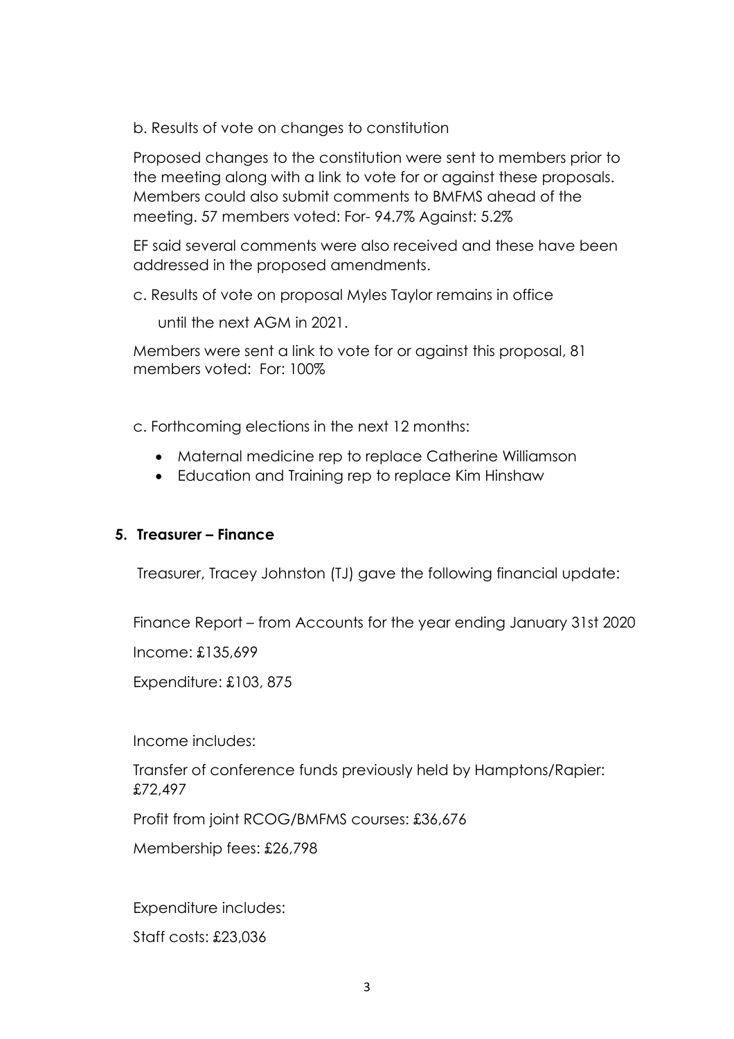b. Results of vote on changes to constitution

Proposed changes to the constitution were sent to members prior to the meeting along with a link to vote for or against these proposals. Members could also submit comments to BMFMS ahead of the meeting. 57 members voted: For- 94.7% Against: 5.2%

EF said several comments were also received and these have been addressed in the proposed amendments.

c. Results of vote on proposal Myles Taylor remains in office until the next AGM in 2021.

Members were sent a link to vote for or against this proposal, 81 members voted: For: 100%

c. Forthcoming elections in the next 12 months:

- Maternal medicine rep to replace Catherine Williamson
- Education and Training rep to replace Kim Hinshaw

## 5. Treasurer – Finance

Treasurer, Tracey Johnston (TJ) gave the following financial update:

Finance Report – from Accounts for the year ending January 31st 2020

Income: £135,699

Expenditure: £103, 875

Income includes:

Transfer of conference funds previously held by Hamptons/Rapier: £72,497

Profit from joint RCOG/BMFMS courses: £36,676

Membership fees: £26,798

Expenditure includes:

Staff costs: £23,036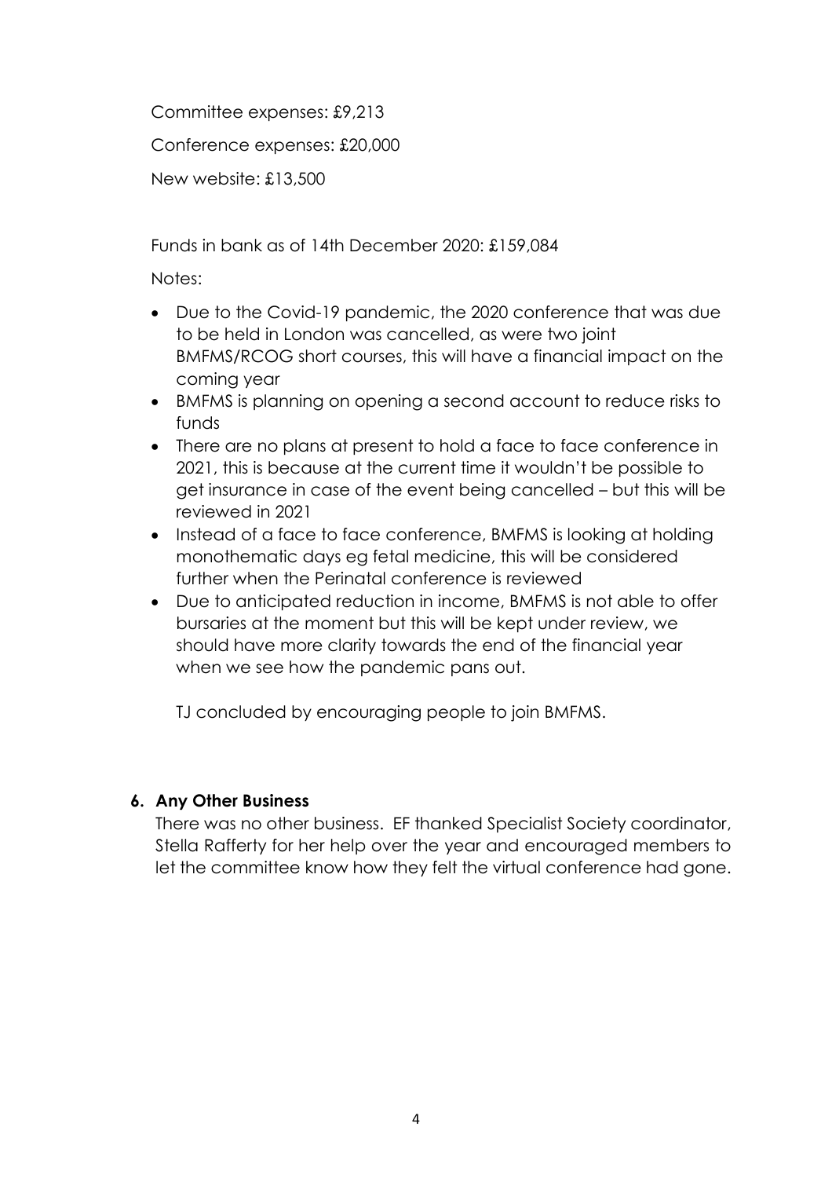Committee expenses: £9,213

Conference expenses: £20,000

New website: £13,500

Funds in bank as of 14th December 2020: £159,084

Notes:

- Due to the Covid-19 pandemic, the 2020 conference that was due to be held in London was cancelled, as were two joint BMFMS/RCOG short courses, this will have a financial impact on the coming year
- BMFMS is planning on opening a second account to reduce risks to funds
- There are no plans at present to hold a face to face conference in 2021, this is because at the current time it wouldn't be possible to get insurance in case of the event being cancelled – but this will be reviewed in 2021
- Instead of a face to face conference, BMFMS is looking at holding monothematic days eg fetal medicine, this will be considered further when the Perinatal conference is reviewed
- Due to anticipated reduction in income, BMFMS is not able to offer bursaries at the moment but this will be kept under review, we should have more clarity towards the end of the financial year when we see how the pandemic pans out.

TJ concluded by encouraging people to join BMFMS.

**6. Any Other Business**

There was no other business. EF thanked Specialist Society coordinator, Stella Rafferty for her help over the year and encouraged members to let the committee know how they felt the virtual conference had gone.